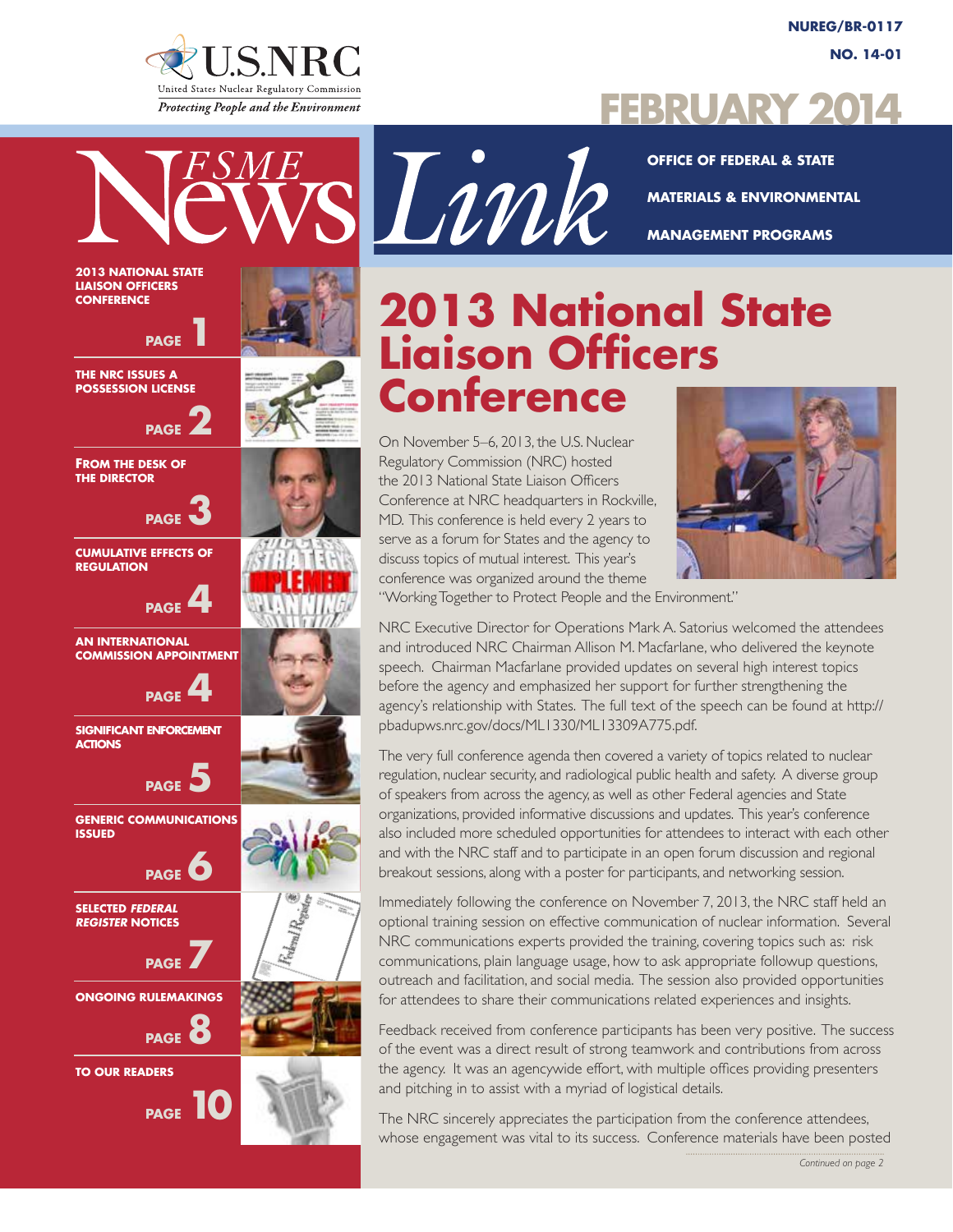NUREG/BR-0117

NO. 14-01

U.S.NRC

United States Nuclear Regulatory Commission

*Protecting People and the Environment*

# FEBRUARY 2014

# FSME NewsLink

OFFICE OF FEDERAL & STATE MATERIALS & ENVIRONMENTAL MANAGEMENT PROGRAMS

- 2013 NATIONAL STATE LIAISON OFFICERS CONFERENCE — PAGE 1
- THE NRC ISSUES A POSSESSION LICENSE — PAGE 2
- FROM THE DESK OF THE DIRECTOR — PAGE 3
- CUMULATIVE EFFECTS OF REGULATION — PAGE 4
- AN INTERNATIONAL COMMISSION APPOINTMENT — PAGE 4
- SIGNIFICANT ENFORCEMENT ACTIONS — PAGE 5
- GENERIC COMMUNICATIONS ISSUED — PAGE 6
- SELECTED *FEDERAL REGISTER* NOTICES — PAGE 7
- ONGOING RULEMAKINGS — PAGE 8
- TO OUR READERS — PAGE 10

## 2013 National State Liaison Officers Conference

On November 5–6, 2013, the U.S. Nuclear Regulatory Commission (NRC) hosted the 2013 National State Liaison Officers Conference at NRC headquarters in Rockville, MD. This conference is held every 2 years to serve as a forum for States and the agency to discuss topics of mutual interest. This year's conference was organized around the theme "Working Together to Protect People and the Environment."

NRC Executive Director for Operations Mark A. Satorius welcomed the attendees and introduced NRC Chairman Allison M. Macfarlane, who delivered the keynote speech. Chairman Macfarlane provided updates on several high interest topics before the agency and emphasized her support for further strengthening the agency's relationship with States. The full text of the speech can be found at http://pbadupws.nrc.gov/docs/ML1330/ML13309A775.pdf.

The very full conference agenda then covered a variety of topics related to nuclear regulation, nuclear security, and radiological public health and safety. A diverse group of speakers from across the agency, as well as other Federal agencies and State organizations, provided informative discussions and updates. This year's conference also included more scheduled opportunities for attendees to interact with each other and with the NRC staff and to participate in an open forum discussion and regional breakout sessions, along with a poster for participants, and networking session.

Immediately following the conference on November 7, 2013, the NRC staff held an optional training session on effective communication of nuclear information. Several NRC communications experts provided the training, covering topics such as: risk communications, plain language usage, how to ask appropriate followup questions, outreach and facilitation, and social media. The session also provided opportunities for attendees to share their communications related experiences and insights.

Feedback received from conference participants has been very positive. The success of the event was a direct result of strong teamwork and contributions from across the agency. It was an agencywide effort, with multiple offices providing presenters and pitching in to assist with a myriad of logistical details.

The NRC sincerely appreciates the participation from the conference attendees, whose engagement was vital to its success. Conference materials have been posted

*Continued on page 2*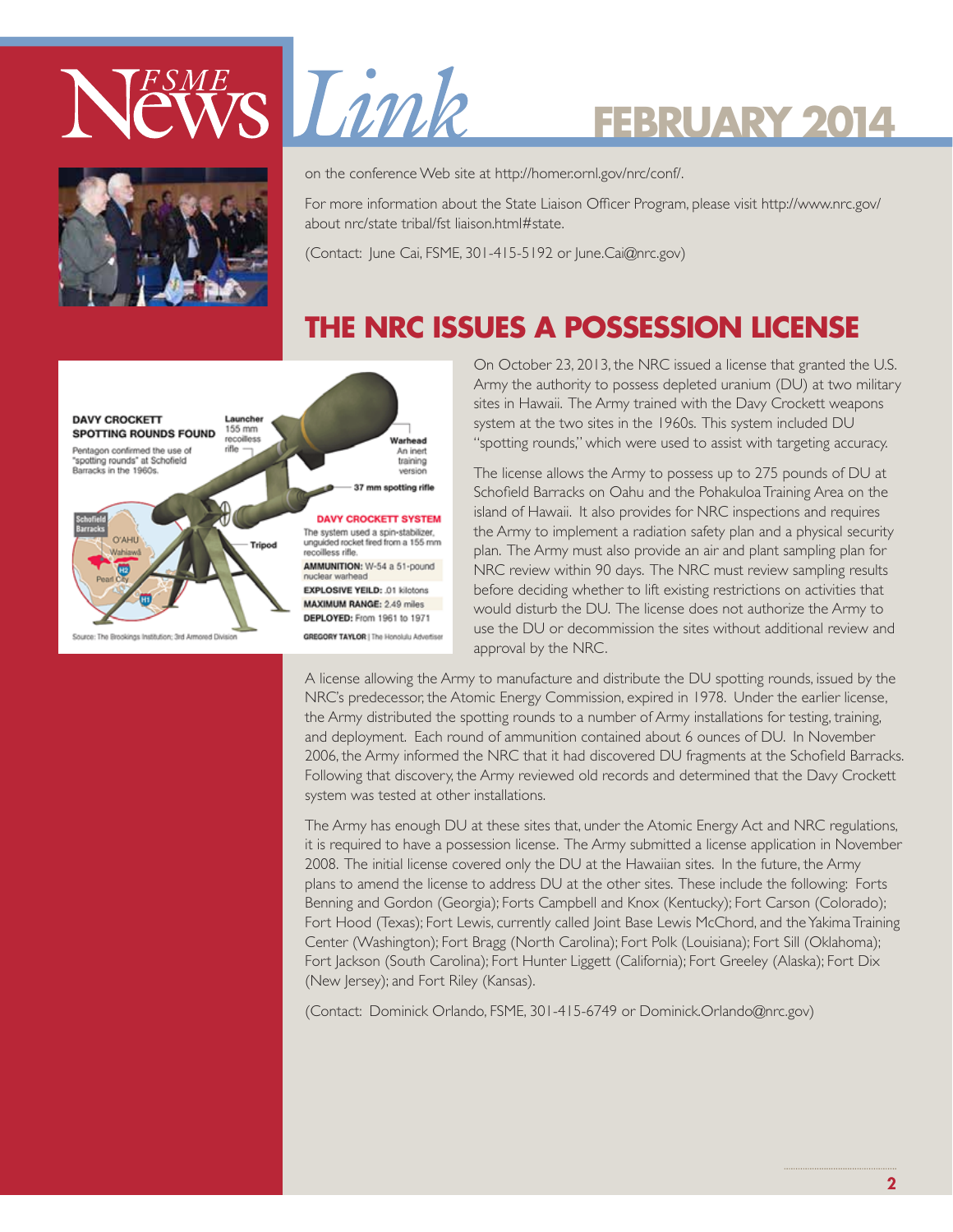on the conference Web site at http://homer.ornl.gov/nrc/conf/.

For more information about the State Liaison Officer Program, please visit http://www.nrc.gov/about nrc/state tribal/fst liaison.html#state.

(Contact: June Cai, FSME, 301-415-5192 or June.Cai@nrc.gov)

## THE NRC ISSUES A POSSESSION LICENSE

**DAVY CROCKETT SPOTTING ROUNDS FOUND**

Pentagon confirmed the use of "spotting rounds" at Schofield Barracks in the 1960s.

Launcher: 155 mm recoilless rifle

Warhead: An inert training version

37 mm spotting rifle

Tripod

**DAVY CROCKETT SYSTEM**

The system used a spin-stabilizer, unguided rocket fired from a 155 mm recoilless rifle.

**AMMUNITION:** W-54 a 51-pound nuclear warhead

**EXPLOSIVE YEILD:** .01 kilotons

**MAXIMUM RANGE:** 2.49 miles

**DEPLOYED:** From 1961 to 1971

Source: The Brookings Institution; 3rd Armored Division

GREGORY TAYLOR | The Honolulu Advertiser

On October 23, 2013, the NRC issued a license that granted the U.S. Army the authority to possess depleted uranium (DU) at two military sites in Hawaii. The Army trained with the Davy Crockett weapons system at the two sites in the 1960s. This system included DU "spotting rounds," which were used to assist with targeting accuracy.

The license allows the Army to possess up to 275 pounds of DU at Schofield Barracks on Oahu and the Pohakuloa Training Area on the island of Hawaii. It also provides for NRC inspections and requires the Army to implement a radiation safety plan and a physical security plan. The Army must also provide an air and plant sampling plan for NRC review within 90 days. The NRC must review sampling results before deciding whether to lift existing restrictions on activities that would disturb the DU. The license does not authorize the Army to use the DU or decommission the sites without additional review and approval by the NRC.

A license allowing the Army to manufacture and distribute the DU spotting rounds, issued by the NRC's predecessor, the Atomic Energy Commission, expired in 1978. Under the earlier license, the Army distributed the spotting rounds to a number of Army installations for testing, training, and deployment. Each round of ammunition contained about 6 ounces of DU. In November 2006, the Army informed the NRC that it had discovered DU fragments at the Schofield Barracks. Following that discovery, the Army reviewed old records and determined that the Davy Crockett system was tested at other installations.

The Army has enough DU at these sites that, under the Atomic Energy Act and NRC regulations, it is required to have a possession license. The Army submitted a license application in November 2008. The initial license covered only the DU at the Hawaiian sites. In the future, the Army plans to amend the license to address DU at the other sites. These include the following: Forts Benning and Gordon (Georgia); Forts Campbell and Knox (Kentucky); Fort Carson (Colorado); Fort Hood (Texas); Fort Lewis, currently called Joint Base Lewis McChord, and the Yakima Training Center (Washington); Fort Bragg (North Carolina); Fort Polk (Louisiana); Fort Sill (Oklahoma); Fort Jackson (South Carolina); Fort Hunter Liggett (California); Fort Greeley (Alaska); Fort Dix (New Jersey); and Fort Riley (Kansas).

(Contact: Dominick Orlando, FSME, 301-415-6749 or Dominick.Orlando@nrc.gov)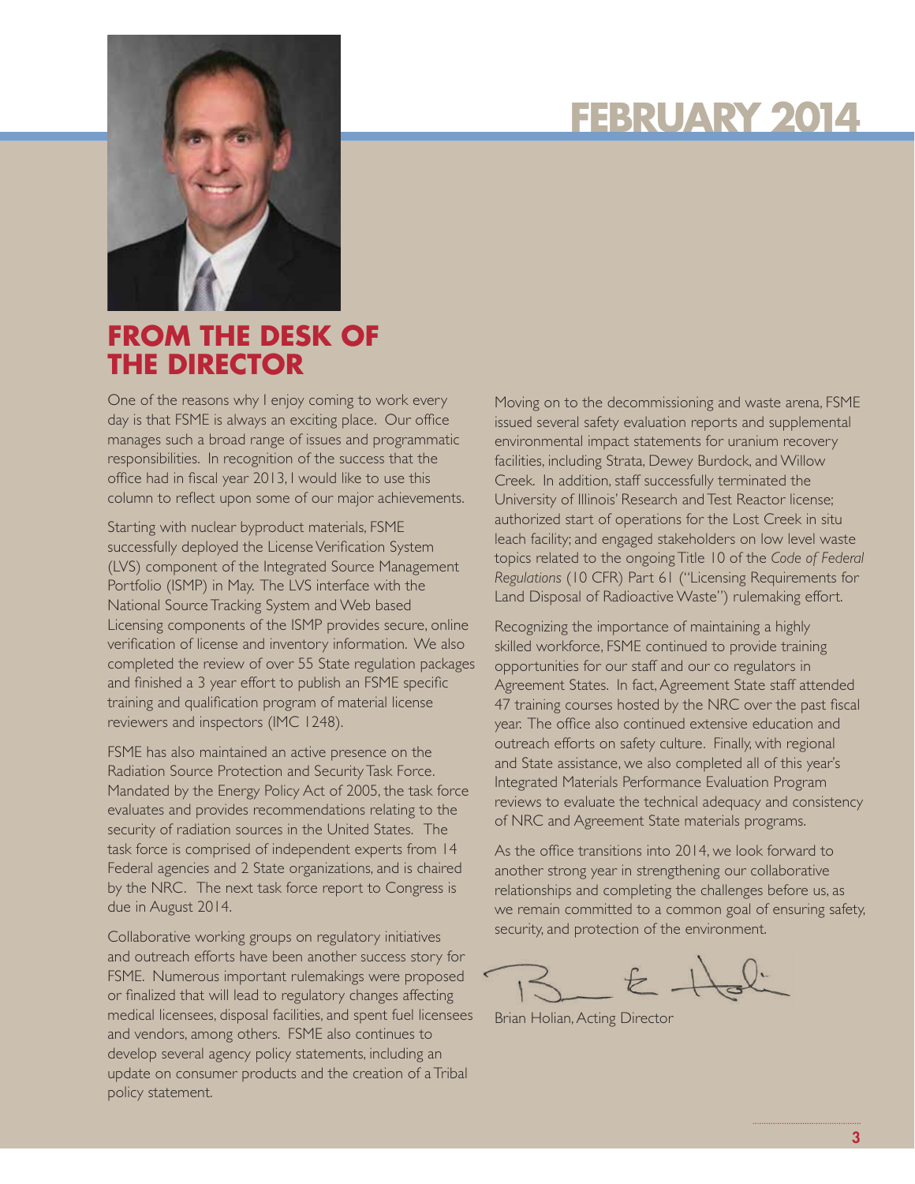# FEBRUARY 2014

## FROM THE DESK OF THE DIRECTOR

One of the reasons why I enjoy coming to work every day is that FSME is always an exciting place. Our office manages such a broad range of issues and programmatic responsibilities. In recognition of the success that the office had in fiscal year 2013, I would like to use this column to reflect upon some of our major achievements.

Starting with nuclear byproduct materials, FSME successfully deployed the License Verification System (LVS) component of the Integrated Source Management Portfolio (ISMP) in May. The LVS interface with the National Source Tracking System and Web based Licensing components of the ISMP provides secure, online verification of license and inventory information. We also completed the review of over 55 State regulation packages and finished a 3 year effort to publish an FSME specific training and qualification program of material license reviewers and inspectors (IMC 1248).

FSME has also maintained an active presence on the Radiation Source Protection and Security Task Force. Mandated by the Energy Policy Act of 2005, the task force evaluates and provides recommendations relating to the security of radiation sources in the United States. The task force is comprised of independent experts from 14 Federal agencies and 2 State organizations, and is chaired by the NRC. The next task force report to Congress is due in August 2014.

Collaborative working groups on regulatory initiatives and outreach efforts have been another success story for FSME. Numerous important rulemakings were proposed or finalized that will lead to regulatory changes affecting medical licensees, disposal facilities, and spent fuel licensees and vendors, among others. FSME also continues to develop several agency policy statements, including an update on consumer products and the creation of a Tribal policy statement.

Moving on to the decommissioning and waste arena, FSME issued several safety evaluation reports and supplemental environmental impact statements for uranium recovery facilities, including Strata, Dewey Burdock, and Willow Creek. In addition, staff successfully terminated the University of Illinois' Research and Test Reactor license; authorized start of operations for the Lost Creek in situ leach facility; and engaged stakeholders on low level waste topics related to the ongoing Title 10 of the *Code of Federal Regulations* (10 CFR) Part 61 ("Licensing Requirements for Land Disposal of Radioactive Waste") rulemaking effort.

Recognizing the importance of maintaining a highly skilled workforce, FSME continued to provide training opportunities for our staff and our co regulators in Agreement States. In fact, Agreement State staff attended 47 training courses hosted by the NRC over the past fiscal year. The office also continued extensive education and outreach efforts on safety culture. Finally, with regional and State assistance, we also completed all of this year's Integrated Materials Performance Evaluation Program reviews to evaluate the technical adequacy and consistency of NRC and Agreement State materials programs.

As the office transitions into 2014, we look forward to another strong year in strengthening our collaborative relationships and completing the challenges before us, as we remain committed to a common goal of ensuring safety, security, and protection of the environment.

Brian Holian, Acting Director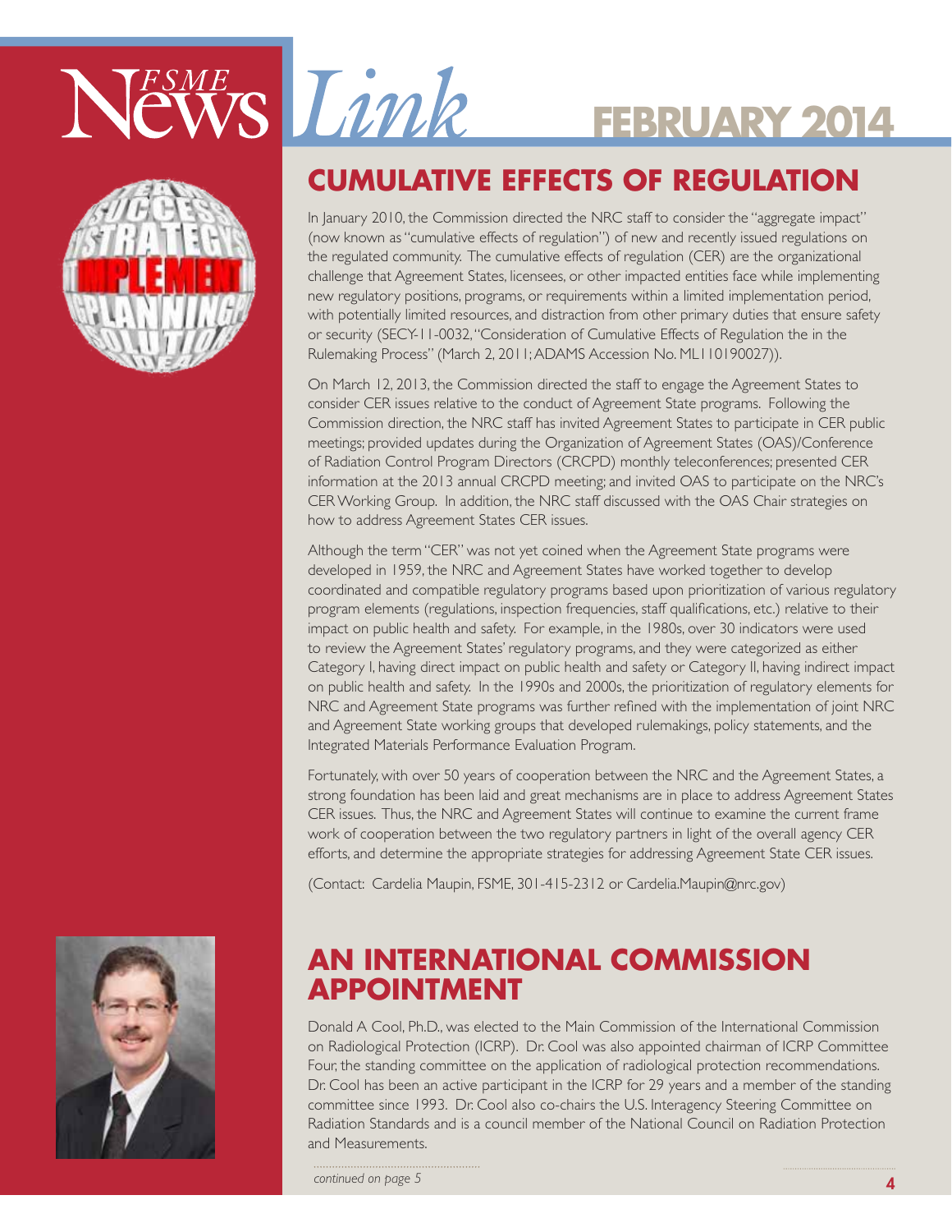# CUMULATIVE EFFECTS OF REGULATION

In January 2010, the Commission directed the NRC staff to consider the "aggregate impact" (now known as "cumulative effects of regulation") of new and recently issued regulations on the regulated community. The cumulative effects of regulation (CER) are the organizational challenge that Agreement States, licensees, or other impacted entities face while implementing new regulatory positions, programs, or requirements within a limited implementation period, with potentially limited resources, and distraction from other primary duties that ensure safety or security (SECY-11-0032, "Consideration of Cumulative Effects of Regulation the in the Rulemaking Process" (March 2, 2011; ADAMS Accession No. ML110190027)).

On March 12, 2013, the Commission directed the staff to engage the Agreement States to consider CER issues relative to the conduct of Agreement State programs. Following the Commission direction, the NRC staff has invited Agreement States to participate in CER public meetings; provided updates during the Organization of Agreement States (OAS)/Conference of Radiation Control Program Directors (CRCPD) monthly teleconferences; presented CER information at the 2013 annual CRCPD meeting; and invited OAS to participate on the NRC's CER Working Group. In addition, the NRC staff discussed with the OAS Chair strategies on how to address Agreement States CER issues.

Although the term "CER" was not yet coined when the Agreement State programs were developed in 1959, the NRC and Agreement States have worked together to develop coordinated and compatible regulatory programs based upon prioritization of various regulatory program elements (regulations, inspection frequencies, staff qualifications, etc.) relative to their impact on public health and safety. For example, in the 1980s, over 30 indicators were used to review the Agreement States' regulatory programs, and they were categorized as either Category I, having direct impact on public health and safety or Category II, having indirect impact on public health and safety. In the 1990s and 2000s, the prioritization of regulatory elements for NRC and Agreement State programs was further refined with the implementation of joint NRC and Agreement State working groups that developed rulemakings, policy statements, and the Integrated Materials Performance Evaluation Program.

Fortunately, with over 50 years of cooperation between the NRC and the Agreement States, a strong foundation has been laid and great mechanisms are in place to address Agreement States CER issues. Thus, the NRC and Agreement States will continue to examine the current frame work of cooperation between the two regulatory partners in light of the overall agency CER efforts, and determine the appropriate strategies for addressing Agreement State CER issues.

(Contact: Cardelia Maupin, FSME, 301-415-2312 or Cardelia.Maupin@nrc.gov)

# AN INTERNATIONAL COMMISSION APPOINTMENT

Donald A Cool, Ph.D., was elected to the Main Commission of the International Commission on Radiological Protection (ICRP). Dr. Cool was also appointed chairman of ICRP Committee Four, the standing committee on the application of radiological protection recommendations. Dr. Cool has been an active participant in the ICRP for 29 years and a member of the standing committee since 1993. Dr. Cool also co-chairs the U.S. Interagency Steering Committee on Radiation Standards and is a council member of the National Council on Radiation Protection and Measurements.

*continued on page 5*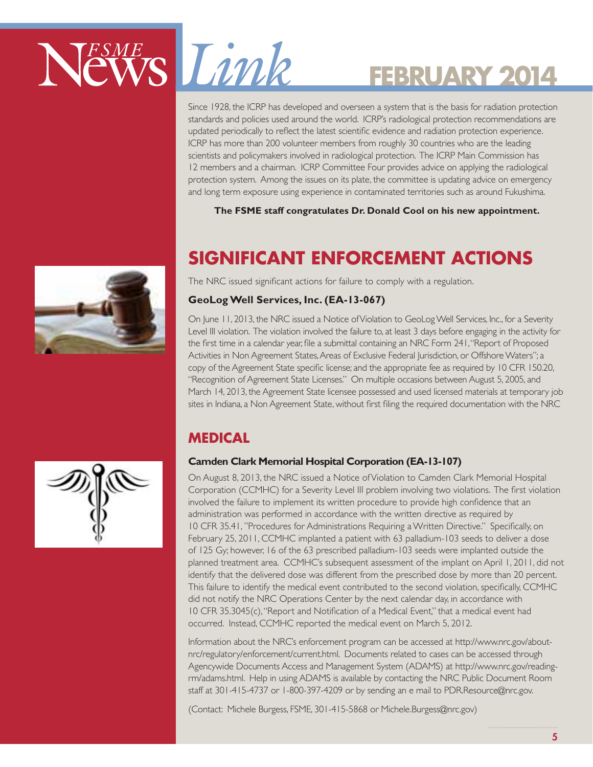Since 1928, the ICRP has developed and overseen a system that is the basis for radiation protection standards and policies used around the world. ICRP's radiological protection recommendations are updated periodically to reflect the latest scientific evidence and radiation protection experience. ICRP has more than 200 volunteer members from roughly 30 countries who are the leading scientists and policymakers involved in radiological protection. The ICRP Main Commission has 12 members and a chairman. ICRP Committee Four provides advice on applying the radiological protection system. Among the issues on its plate, the committee is updating advice on emergency and long term exposure using experience in contaminated territories such as around Fukushima.

**The FSME staff congratulates Dr. Donald Cool on his new appointment.**

# SIGNIFICANT ENFORCEMENT ACTIONS

The NRC issued significant actions for failure to comply with a regulation.

### GeoLog Well Services, Inc. (EA-13-067)

On June 11, 2013, the NRC issued a Notice of Violation to GeoLog Well Services, Inc., for a Severity Level III violation. The violation involved the failure to, at least 3 days before engaging in the activity for the first time in a calendar year, file a submittal containing an NRC Form 241, "Report of Proposed Activities in Non Agreement States, Areas of Exclusive Federal Jurisdiction, or Offshore Waters"; a copy of the Agreement State specific license; and the appropriate fee as required by 10 CFR 150.20, "Recognition of Agreement State Licenses." On multiple occasions between August 5, 2005, and March 14, 2013, the Agreement State licensee possessed and used licensed materials at temporary job sites in Indiana, a Non Agreement State, without first filing the required documentation with the NRC

## MEDICAL

### Camden Clark Memorial Hospital Corporation (EA-13-107)

On August 8, 2013, the NRC issued a Notice of Violation to Camden Clark Memorial Hospital Corporation (CCMHC) for a Severity Level III problem involving two violations. The first violation involved the failure to implement its written procedure to provide high confidence that an administration was performed in accordance with the written directive as required by 10 CFR 35.41, "Procedures for Administrations Requiring a Written Directive." Specifically, on February 25, 2011, CCMHC implanted a patient with 63 palladium-103 seeds to deliver a dose of 125 Gy; however, 16 of the 63 prescribed palladium-103 seeds were implanted outside the planned treatment area. CCMHC's subsequent assessment of the implant on April 1, 2011, did not identify that the delivered dose was different from the prescribed dose by more than 20 percent. This failure to identify the medical event contributed to the second violation, specifically, CCMHC did not notify the NRC Operations Center by the next calendar day, in accordance with 10 CFR 35.3045(c), "Report and Notification of a Medical Event," that a medical event had occurred. Instead, CCMHC reported the medical event on March 5, 2012.

Information about the NRC's enforcement program can be accessed at http://www.nrc.gov/about-nrc/regulatory/enforcement/current.html. Documents related to cases can be accessed through Agencywide Documents Access and Management System (ADAMS) at http://www.nrc.gov/reading-rm/adams.html. Help in using ADAMS is available by contacting the NRC Public Document Room staff at 301-415-4737 or 1-800-397-4209 or by sending an e mail to PDR.Resource@nrc.gov.

(Contact: Michele Burgess, FSME, 301-415-5868 or Michele.Burgess@nrc.gov)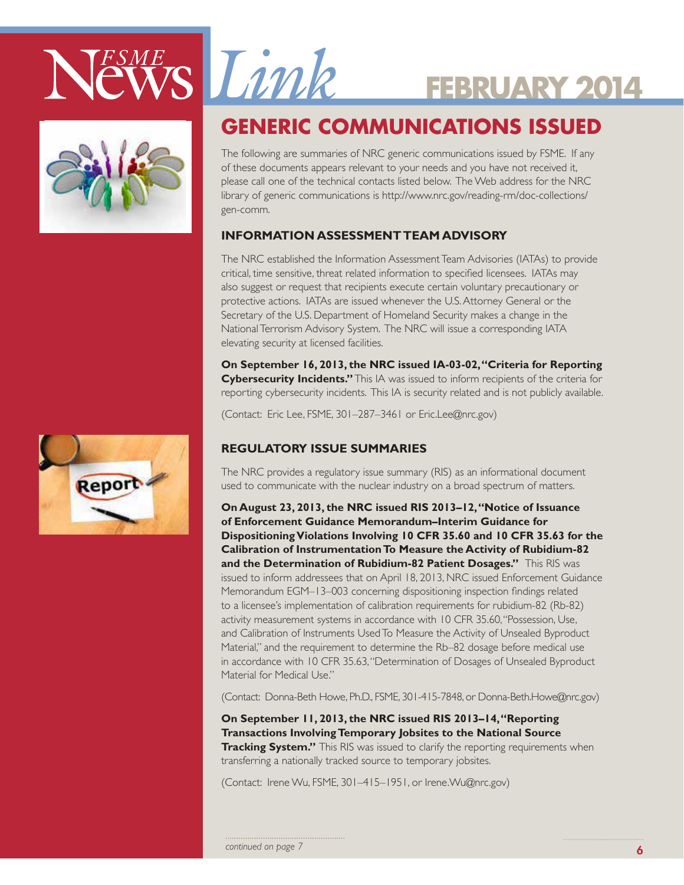# GENERIC COMMUNICATIONS ISSUED

The following are summaries of NRC generic communications issued by FSME. If any of these documents appears relevant to your needs and you have not received it, please call one of the technical contacts listed below. The Web address for the NRC library of generic communications is http://www.nrc.gov/reading-rm/doc-collections/gen-comm.

## INFORMATION ASSESSMENT TEAM ADVISORY

The NRC established the Information Assessment Team Advisories (IATAs) to provide critical, time sensitive, threat related information to specified licensees. IATAs may also suggest or request that recipients execute certain voluntary precautionary or protective actions. IATAs are issued whenever the U.S. Attorney General or the Secretary of the U.S. Department of Homeland Security makes a change in the National Terrorism Advisory System. The NRC will issue a corresponding IATA elevating security at licensed facilities.

**On September 16, 2013, the NRC issued IA-03-02, "Criteria for Reporting Cybersecurity Incidents."** This IA was issued to inform recipients of the criteria for reporting cybersecurity incidents. This IA is security related and is not publicly available.

(Contact: Eric Lee, FSME, 301–287–3461 or Eric.Lee@nrc.gov)

## REGULATORY ISSUE SUMMARIES

The NRC provides a regulatory issue summary (RIS) as an informational document used to communicate with the nuclear industry on a broad spectrum of matters.

**On August 23, 2013, the NRC issued RIS 2013–12, "Notice of Issuance of Enforcement Guidance Memorandum–Interim Guidance for Dispositioning Violations Involving 10 CFR 35.60 and 10 CFR 35.63 for the Calibration of Instrumentation To Measure the Activity of Rubidium-82 and the Determination of Rubidium-82 Patient Dosages."** This RIS was issued to inform addressees that on April 18, 2013, NRC issued Enforcement Guidance Memorandum EGM–13–003 concerning dispositioning inspection findings related to a licensee's implementation of calibration requirements for rubidium-82 (Rb-82) activity measurement systems in accordance with 10 CFR 35.60, "Possession, Use, and Calibration of Instruments Used To Measure the Activity of Unsealed Byproduct Material," and the requirement to determine the Rb–82 dosage before medical use in accordance with 10 CFR 35.63, "Determination of Dosages of Unsealed Byproduct Material for Medical Use."

(Contact: Donna-Beth Howe, Ph.D., FSME, 301-415-7848, or Donna-Beth.Howe@nrc.gov)

**On September 11, 2013, the NRC issued RIS 2013–14, "Reporting Transactions Involving Temporary Jobsites to the National Source Tracking System."** This RIS was issued to clarify the reporting requirements when transferring a nationally tracked source to temporary jobsites.

(Contact: Irene Wu, FSME, 301–415–1951, or Irene.Wu@nrc.gov)

*continued on page 7*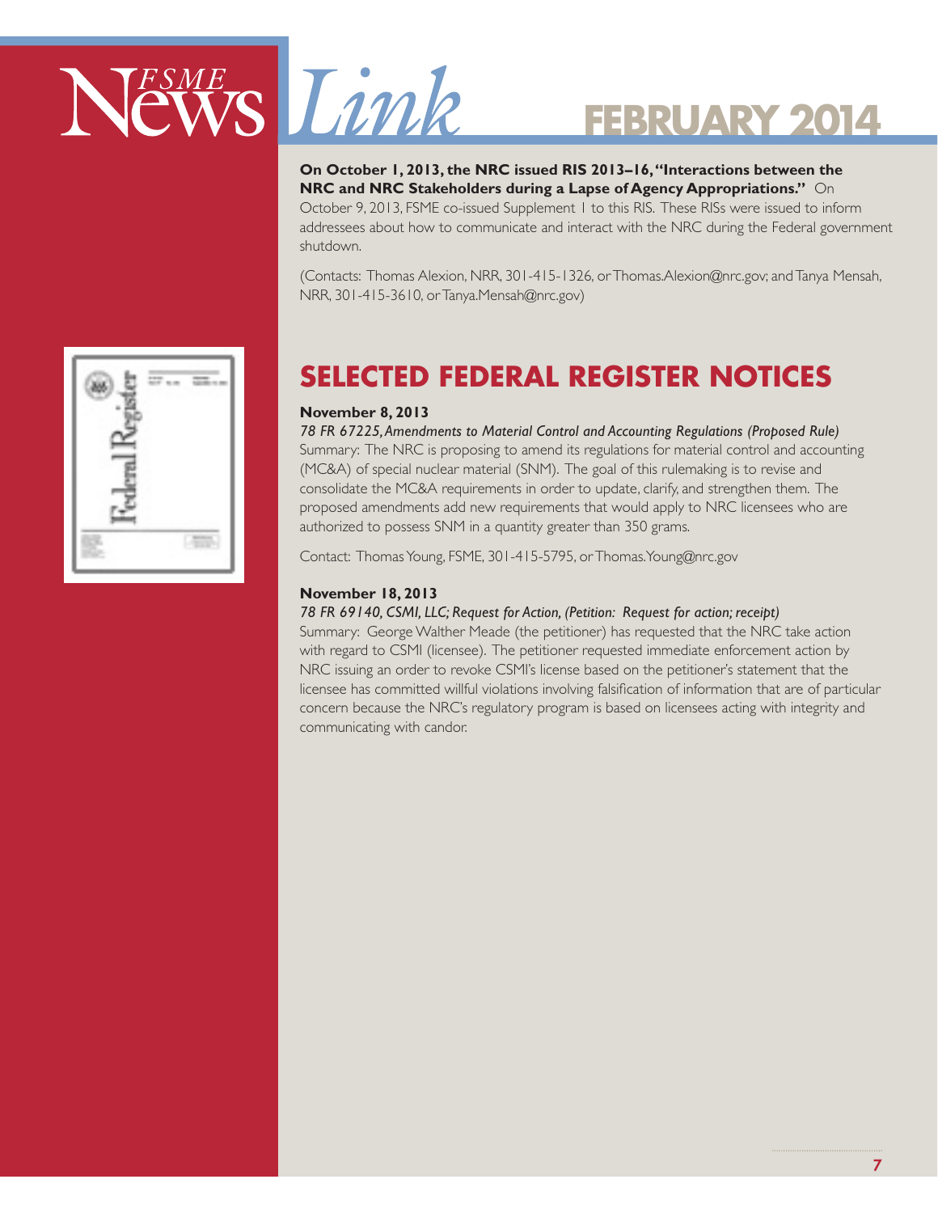**On October 1, 2013, the NRC issued RIS 2013–16, "Interactions between the NRC and NRC Stakeholders during a Lapse of Agency Appropriations."** On October 9, 2013, FSME co-issued Supplement 1 to this RIS. These RISs were issued to inform addressees about how to communicate and interact with the NRC during the Federal government shutdown.

(Contacts: Thomas Alexion, NRR, 301-415-1326, or Thomas.Alexion@nrc.gov; and Tanya Mensah, NRR, 301-415-3610, or Tanya.Mensah@nrc.gov)

## SELECTED FEDERAL REGISTER NOTICES

**November 8, 2013**

*78 FR 67225, Amendments to Material Control and Accounting Regulations (Proposed Rule)*

Summary: The NRC is proposing to amend its regulations for material control and accounting (MC&A) of special nuclear material (SNM). The goal of this rulemaking is to revise and consolidate the MC&A requirements in order to update, clarify, and strengthen them. The proposed amendments add new requirements that would apply to NRC licensees who are authorized to possess SNM in a quantity greater than 350 grams.

Contact: Thomas Young, FSME, 301-415-5795, or Thomas.Young@nrc.gov

**November 18, 2013**

*78 FR 69140, CSMI, LLC; Request for Action, (Petition: Request for action; receipt)*

Summary: George Walther Meade (the petitioner) has requested that the NRC take action with regard to CSMI (licensee). The petitioner requested immediate enforcement action by NRC issuing an order to revoke CSMI's license based on the petitioner's statement that the licensee has committed willful violations involving falsification of information that are of particular concern because the NRC's regulatory program is based on licensees acting with integrity and communicating with candor.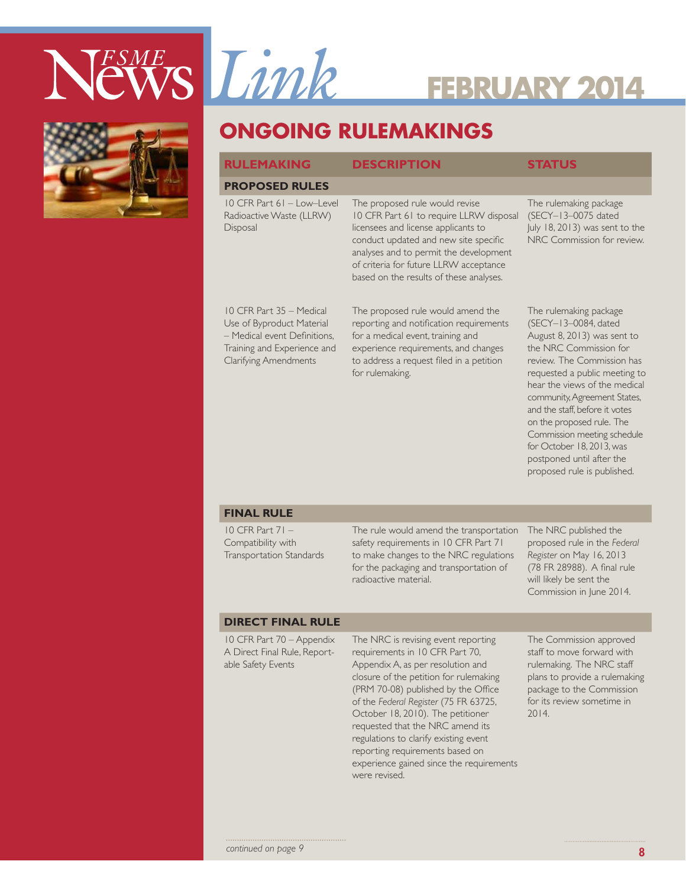## ONGOING RULEMAKINGS

| RULEMAKING | DESCRIPTION | STATUS |
|---|---|---|
| **PROPOSED RULES** | | |
| 10 CFR Part 61 – Low–Level Radioactive Waste (LLRW) Disposal | The proposed rule would revise 10 CFR Part 61 to require LLRW disposal licensees and license applicants to conduct updated and new site specific analyses and to permit the development of criteria for future LLRW acceptance based on the results of these analyses. | The rulemaking package (SECY–13–0075 dated July 18, 2013) was sent to the NRC Commission for review. |
| 10 CFR Part 35 – Medical Use of Byproduct Material – Medical event Definitions, Training and Experience and Clarifying Amendments | The proposed rule would amend the reporting and notification requirements for a medical event, training and experience requirements, and changes to address a request filed in a petition for rulemaking. | The rulemaking package (SECY–13–0084, dated August 8, 2013) was sent to the NRC Commission for review. The Commission has requested a public meeting to hear the views of the medical community, Agreement States, and the staff, before it votes on the proposed rule. The Commission meeting schedule for October 18, 2013, was postponed until after the proposed rule is published. |
| **FINAL RULE** | | |
| 10 CFR Part 71 – Compatibility with Transportation Standards | The rule would amend the transportation safety requirements in 10 CFR Part 71 to make changes to the NRC regulations for the packaging and transportation of radioactive material. | The NRC published the proposed rule in the *Federal Register* on May 16, 2013 (78 FR 28988). A final rule will likely be sent the Commission in June 2014. |
| **DIRECT FINAL RULE** | | |
| 10 CFR Part 70 – Appendix A Direct Final Rule, Reportable Safety Events | The NRC is revising event reporting requirements in 10 CFR Part 70, Appendix A, as per resolution and closure of the petition for rulemaking (PRM 70-08) published by the Office of the *Federal Register* (75 FR 63725, October 18, 2010). The petitioner requested that the NRC amend its regulations to clarify existing event reporting requirements based on experience gained since the requirements were revised. | The Commission approved staff to move forward with rulemaking. The NRC staff plans to provide a rulemaking package to the Commission for its review sometime in 2014. |

*continued on page 9*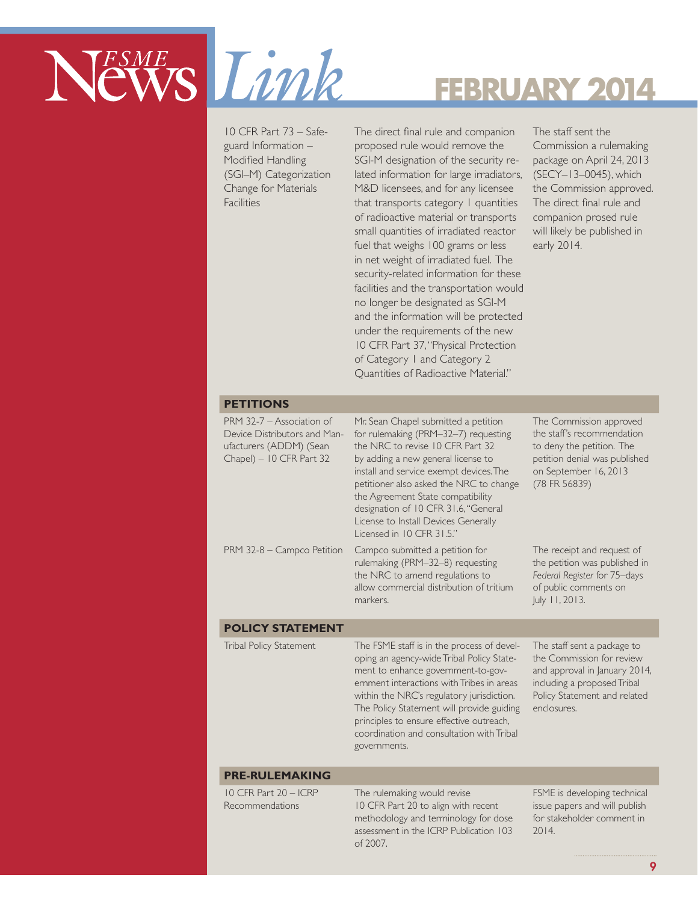| | | |
|---|---|---|
| 10 CFR Part 73 – Safeguard Information – Modified Handling (SGI–M) Categorization Change for Materials Facilities | The direct final rule and companion proposed rule would remove the SGI-M designation of the security related information for large irradiators, M&D licensees, and for any licensee that transports category 1 quantities of radioactive material or transports small quantities of irradiated reactor fuel that weighs 100 grams or less in net weight of irradiated fuel. The security-related information for these facilities and the transportation would no longer be designated as SGI-M and the information will be protected under the requirements of the new 10 CFR Part 37, "Physical Protection of Category 1 and Category 2 Quantities of Radioactive Material." | The staff sent the Commission a rulemaking package on April 24, 2013 (SECY–13–0045), which the Commission approved. The direct final rule and companion prosed rule will likely be published in early 2014. |

## PETITIONS

| | | |
|---|---|---|
| PRM 32-7 – Association of Device Distributors and Manufacturers (ADDM) (Sean Chapel) – 10 CFR Part 32 | Mr. Sean Chapel submitted a petition for rulemaking (PRM–32–7) requesting the NRC to revise 10 CFR Part 32 by adding a new general license to install and service exempt devices. The petitioner also asked the NRC to change the Agreement State compatibility designation of 10 CFR 31.6, "General License to Install Devices Generally Licensed in 10 CFR 31.5." | The Commission approved the staff's recommendation to deny the petition. The petition denial was published on September 16, 2013 (78 FR 56839) |
| PRM 32-8 – Campco Petition | Campco submitted a petition for rulemaking (PRM–32–8) requesting the NRC to amend regulations to allow commercial distribution of tritium markers. | The receipt and request of the petition was published in *Federal Register* for 75–days of public comments on July 11, 2013. |

## POLICY STATEMENT

| | | |
|---|---|---|
| Tribal Policy Statement | The FSME staff is in the process of developing an agency-wide Tribal Policy Statement to enhance government-to-government interactions with Tribes in areas within the NRC's regulatory jurisdiction. The Policy Statement will provide guiding principles to ensure effective outreach, coordination and consultation with Tribal governments. | The staff sent a package to the Commission for review and approval in January 2014, including a proposed Tribal Policy Statement and related enclosures. |

## PRE-RULEMAKING

| | | |
|---|---|---|
| 10 CFR Part 20 – ICRP Recommendations | The rulemaking would revise 10 CFR Part 20 to align with recent methodology and terminology for dose assessment in the ICRP Publication 103 of 2007. | FSME is developing technical issue papers and will publish for stakeholder comment in 2014. |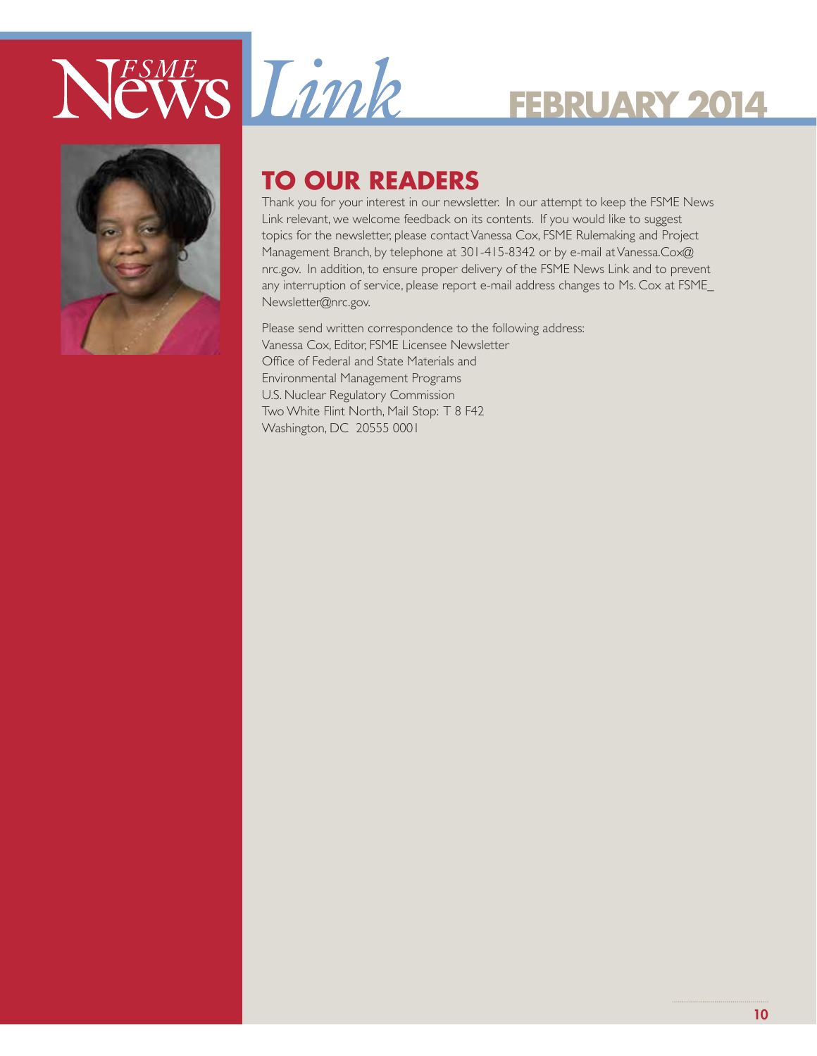## TO OUR READERS

Thank you for your interest in our newsletter. In our attempt to keep the FSME News Link relevant, we welcome feedback on its contents. If you would like to suggest topics for the newsletter, please contact Vanessa Cox, FSME Rulemaking and Project Management Branch, by telephone at 301-415-8342 or by e-mail at Vanessa.Cox@nrc.gov. In addition, to ensure proper delivery of the FSME News Link and to prevent any interruption of service, please report e-mail address changes to Ms. Cox at FSME_Newsletter@nrc.gov.

Please send written correspondence to the following address:
Vanessa Cox, Editor, FSME Licensee Newsletter
Office of Federal and State Materials and
Environmental Management Programs
U.S. Nuclear Regulatory Commission
Two White Flint North, Mail Stop: T 8 F42
Washington, DC 20555 0001